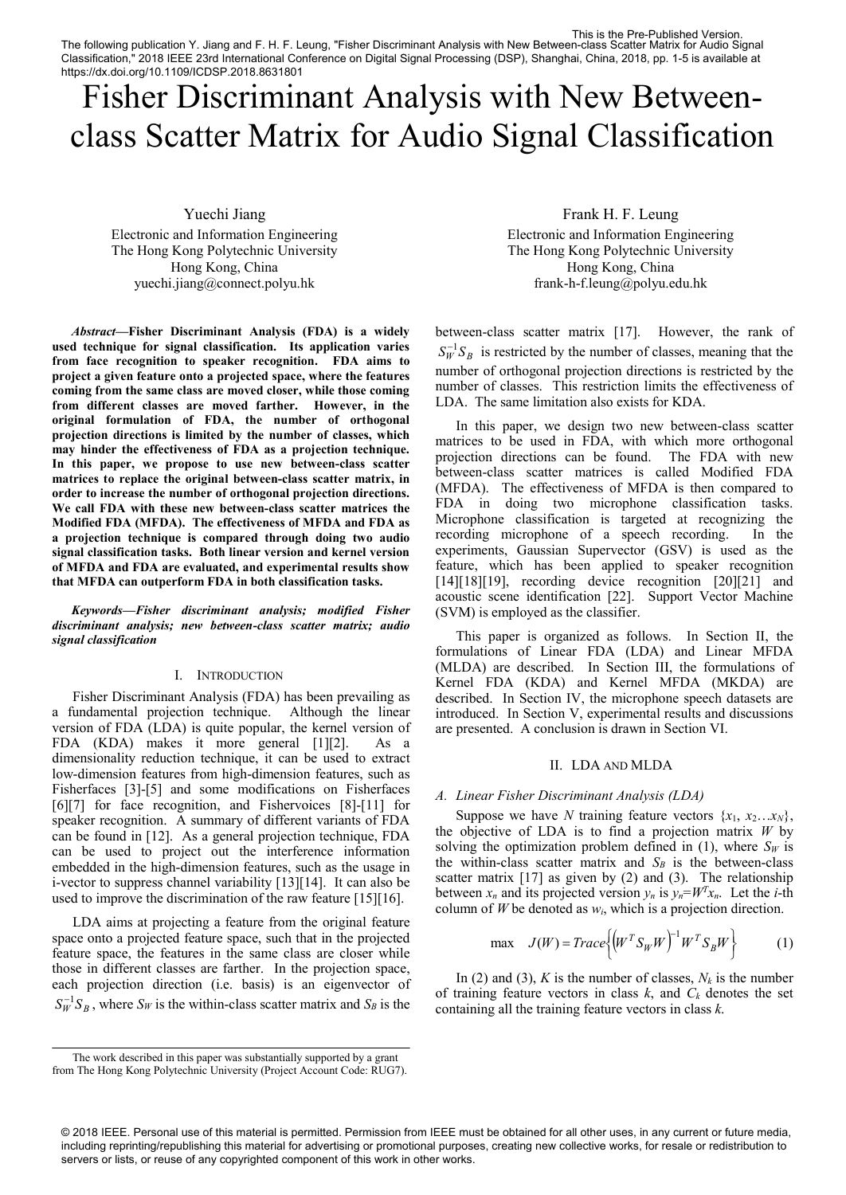# Fisher Discriminant Analysis with New Between-class Scatter Matrix for Audio Signal Classification

Yuechi Jiang
Electronic and Information Engineering
The Hong Kong Polytechnic University
Hong Kong, China
yuechi.jiang@connect.polyu.hk

Frank H. F. Leung
Electronic and Information Engineering
The Hong Kong Polytechnic University
Hong Kong, China
frank-h-f.leung@polyu.edu.hk

***Abstract*—Fisher Discriminant Analysis (FDA) is a widely used technique for signal classification. Its application varies from face recognition to speaker recognition. FDA aims to project a given feature onto a projected space, where the features coming from the same class are moved closer, while those coming from different classes are moved farther. However, in the original formulation of FDA, the number of orthogonal projection directions is limited by the number of classes, which may hinder the effectiveness of FDA as a projection technique. In this paper, we propose to use new between-class scatter matrices to replace the original between-class scatter matrix, in order to increase the number of orthogonal projection directions. We call FDA with these new between-class scatter matrices the Modified FDA (MFDA). The effectiveness of MFDA and FDA as a projection technique is compared through doing two audio signal classification tasks. Both linear version and kernel version of MFDA and FDA are evaluated, and experimental results show that MFDA can outperform FDA in both classification tasks.**

***Keywords—Fisher discriminant analysis; modified Fisher discriminant analysis; new between-class scatter matrix; audio signal classification***

## I. Introduction

Fisher Discriminant Analysis (FDA) has been prevailing as a fundamental projection technique. Although the linear version of FDA (LDA) is quite popular, the kernel version of FDA (KDA) makes it more general [1][2]. As a dimensionality reduction technique, it can be used to extract low-dimension features from high-dimension features, such as Fisherfaces [3]-[5] and some modifications on Fisherfaces [6][7] for face recognition, and Fishervoices [8]-[11] for speaker recognition. A summary of different variants of FDA can be found in [12]. As a general projection technique, FDA can be used to project out the interference information embedded in the high-dimension features, such as the usage in i-vector to suppress channel variability [13][14]. It can also be used to improve the discrimination of the raw feature [15][16].

LDA aims at projecting a feature from the original feature space onto a projected feature space, such that in the projected feature space, the features in the same class are closer while those in different classes are farther. In the projection space, each projection direction (i.e. basis) is an eigenvector of $S_W^{-1}S_B$, where $S_W$ is the within-class scatter matrix and $S_B$ is the between-class scatter matrix [17]. However, the rank of $S_W^{-1}S_B$ is restricted by the number of classes, meaning that the number of orthogonal projection directions is restricted by the number of classes. This restriction limits the effectiveness of LDA. The same limitation also exists for KDA.

In this paper, we design two new between-class scatter matrices to be used in FDA, with which more orthogonal projection directions can be found. The FDA with new between-class scatter matrices is called Modified FDA (MFDA). The effectiveness of MFDA is then compared to FDA in doing two microphone classification tasks. Microphone classification is targeted at recognizing the recording microphone of a speech recording. In the experiments, Gaussian Supervector (GSV) is used as the feature, which has been applied to speaker recognition [14][18][19], recording device recognition [20][21] and acoustic scene identification [22]. Support Vector Machine (SVM) is employed as the classifier.

This paper is organized as follows. In Section II, the formulations of Linear FDA (LDA) and Linear MFDA (MLDA) are described. In Section III, the formulations of Kernel FDA (KDA) and Kernel MFDA (MKDA) are described. In Section IV, the microphone speech datasets are introduced. In Section V, experimental results and discussions are presented. A conclusion is drawn in Section VI.

## II. LDA and MLDA

### *A. Linear Fisher Discriminant Analysis (LDA)*

Suppose we have $N$ training feature vectors $\{x_1, x_2 \ldots x_N\}$, the objective of LDA is to find a projection matrix $W$ by solving the optimization problem defined in (1), where $S_W$ is the within-class scatter matrix and $S_B$ is the between-class scatter matrix [17] as given by (2) and (3). The relationship between $x_n$ and its projected version $y_n$ is $y_n = W^T x_n$. Let the $i$-th column of $W$ be denoted as $w_i$, which is a projection direction.

$$\max \quad J(W) = Trace\left\{\left(W^T S_W W\right)^{-1} W^T S_B W\right\} \tag{1}$$

In (2) and (3), $K$ is the number of classes, $N_k$ is the number of training feature vectors in class $k$, and $C_k$ denotes the set containing all the training feature vectors in class $k$.

The work described in this paper was substantially supported by a grant from The Hong Kong Polytechnic University (Project Account Code: RUG7).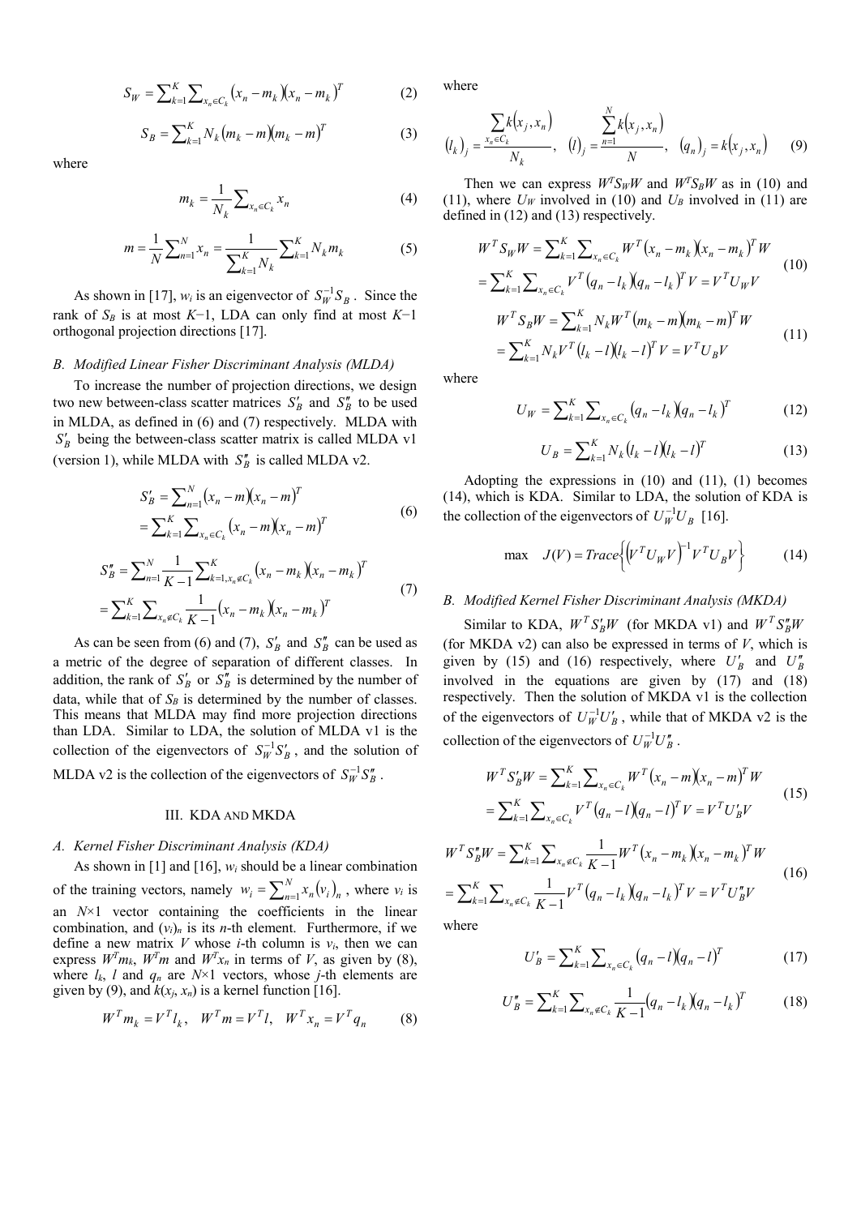$$S_W = \sum_{k=1}^{K} \sum_{x_n \in C_k} (x_n - m_k)(x_n - m_k)^T \tag{2}$$

$$S_B = \sum_{k=1}^{K} N_k (m_k - m)(m_k - m)^T \tag{3}$$

where

$$m_k = \frac{1}{N_k} \sum_{x_n \in C_k} x_n \tag{4}$$

$$m = \frac{1}{N} \sum_{n=1}^{N} x_n = \frac{1}{\sum_{k=1}^{K} N_k} \sum_{k=1}^{K} N_k m_k \tag{5}$$

As shown in [17], $w_i$ is an eigenvector of $S_W^{-1} S_B$. Since the rank of $S_B$ is at most $K-1$, LDA can only find at most $K-1$ orthogonal projection directions [17].

### B. Modified Linear Fisher Discriminant Analysis (MLDA)

To increase the number of projection directions, we design two new between-class scatter matrices $S'_B$ and $S''_B$ to be used in MLDA, as defined in (6) and (7) respectively. MLDA with $S'_B$ being the between-class scatter matrix is called MLDA v1 (version 1), while MLDA with $S''_B$ is called MLDA v2.

$$\begin{aligned} S'_B &= \sum_{n=1}^{N} (x_n - m)(x_n - m)^T \\ &= \sum_{k=1}^{K} \sum_{x_n \in C_k} (x_n - m)(x_n - m)^T \end{aligned} \tag{6}$$

$$\begin{aligned} S''_B &= \sum_{n=1}^{N} \frac{1}{K-1} \sum_{k=1, x_n \notin C_k}^{K} (x_n - m_k)(x_n - m_k)^T \\ &= \sum_{k=1}^{K} \sum_{x_n \notin C_k} \frac{1}{K-1} (x_n - m_k)(x_n - m_k)^T \end{aligned} \tag{7}$$

As can be seen from (6) and (7), $S'_B$ and $S''_B$ can be used as a metric of the degree of separation of different classes. In addition, the rank of $S'_B$ or $S''_B$ is determined by the number of data, while that of $S_B$ is determined by the number of classes. This means that MLDA may find more projection directions than LDA. Similar to LDA, the solution of MLDA v1 is the collection of the eigenvectors of $S_W^{-1} S'_B$, and the solution of MLDA v2 is the collection of the eigenvectors of $S_W^{-1} S''_B$.

## III. KDA AND MKDA

### A. Kernel Fisher Discriminant Analysis (KDA)

As shown in [1] and [16], $w_i$ should be a linear combination of the training vectors, namely $w_i = \sum_{n=1}^{N} x_n (v_i)_n$, where $v_i$ is an $N \times 1$ vector containing the coefficients in the linear combination, and $(v_i)_n$ is its $n$-th element. Furthermore, if we define a new matrix $V$ whose $i$-th column is $v_i$, then we can express $W^T m_k$, $W^T m$ and $W^T x_n$ in terms of $V$, as given by (8), where $l_k$, $l$ and $q_n$ are $N \times 1$ vectors, whose $j$-th elements are given by (9), and $k(x_j, x_n)$ is a kernel function [16].

$$W^T m_k = V^T l_k, \quad W^T m = V^T l, \quad W^T x_n = V^T q_n \tag{8}$$

where

$$(l_k)_j = \frac{\sum_{x_n \in C_k} k(x_j, x_n)}{N_k}, \quad (l)_j = \frac{\sum_{n=1}^{N} k(x_j, x_n)}{N}, \quad (q_n)_j = k(x_j, x_n) \tag{9}$$

Then we can express $W^T S_W W$ and $W^T S_B W$ as in (10) and (11), where $U_W$ involved in (10) and $U_B$ involved in (11) are defined in (12) and (13) respectively.

$$\begin{aligned} W^T S_W W &= \sum_{k=1}^{K} \sum_{x_n \in C_k} W^T (x_n - m_k)(x_n - m_k)^T W \\ &= \sum_{k=1}^{K} \sum_{x_n \in C_k} V^T (q_n - l_k)(q_n - l_k)^T V = V^T U_W V \end{aligned} \tag{10}$$

$$\begin{aligned} W^T S_B W &= \sum_{k=1}^{K} N_k W^T (m_k - m)(m_k - m)^T W \\ &= \sum_{k=1}^{K} N_k V^T (l_k - l)(l_k - l)^T V = V^T U_B V \end{aligned} \tag{11}$$

where

$$U_W = \sum_{k=1}^{K} \sum_{x_n \in C_k} (q_n - l_k)(q_n - l_k)^T \tag{12}$$

$$U_B = \sum_{k=1}^{K} N_k (l_k - l)(l_k - l)^T \tag{13}$$

Adopting the expressions in (10) and (11), (1) becomes (14), which is KDA. Similar to LDA, the solution of KDA is the collection of the eigenvectors of $U_W^{-1} U_B$ [16].

$$\max \quad J(V) = Trace\left\{ \left( V^T U_W V \right)^{-1} V^T U_B V \right\} \tag{14}$$

### B. Modified Kernel Fisher Discriminant Analysis (MKDA)

Similar to KDA, $W^T S'_B W$ (for MKDA v1) and $W^T S''_B W$ (for MKDA v2) can also be expressed in terms of $V$, which is given by (15) and (16) respectively, where $U'_B$ and $U''_B$ involved in the equations are given by (17) and (18) respectively. Then the solution of MKDA v1 is the collection of the eigenvectors of $U_W^{-1} U'_B$, while that of MKDA v2 is the collection of the eigenvectors of $U_W^{-1} U''_B$.

$$\begin{aligned} W^T S'_B W &= \sum_{k=1}^{K} \sum_{x_n \in C_k} W^T (x_n - m)(x_n - m)^T W \\ &= \sum_{k=1}^{K} \sum_{x_n \in C_k} V^T (q_n - l)(q_n - l)^T V = V^T U'_B V \end{aligned} \tag{15}$$

$$\begin{aligned} W^T S''_B W &= \sum_{k=1}^{K} \sum_{x_n \notin C_k} \frac{1}{K-1} W^T (x_n - m_k)(x_n - m_k)^T W \\ &= \sum_{k=1}^{K} \sum_{x_n \notin C_k} \frac{1}{K-1} V^T (q_n - l_k)(q_n - l_k)^T V = V^T U''_B V \end{aligned} \tag{16}$$

where

$$U'_B = \sum_{k=1}^{K} \sum_{x_n \in C_k} (q_n - l)(q_n - l)^T \tag{17}$$

$$U''_B = \sum_{k=1}^{K} \sum_{x_n \notin C_k} \frac{1}{K-1} (q_n - l_k)(q_n - l_k)^T \tag{18}$$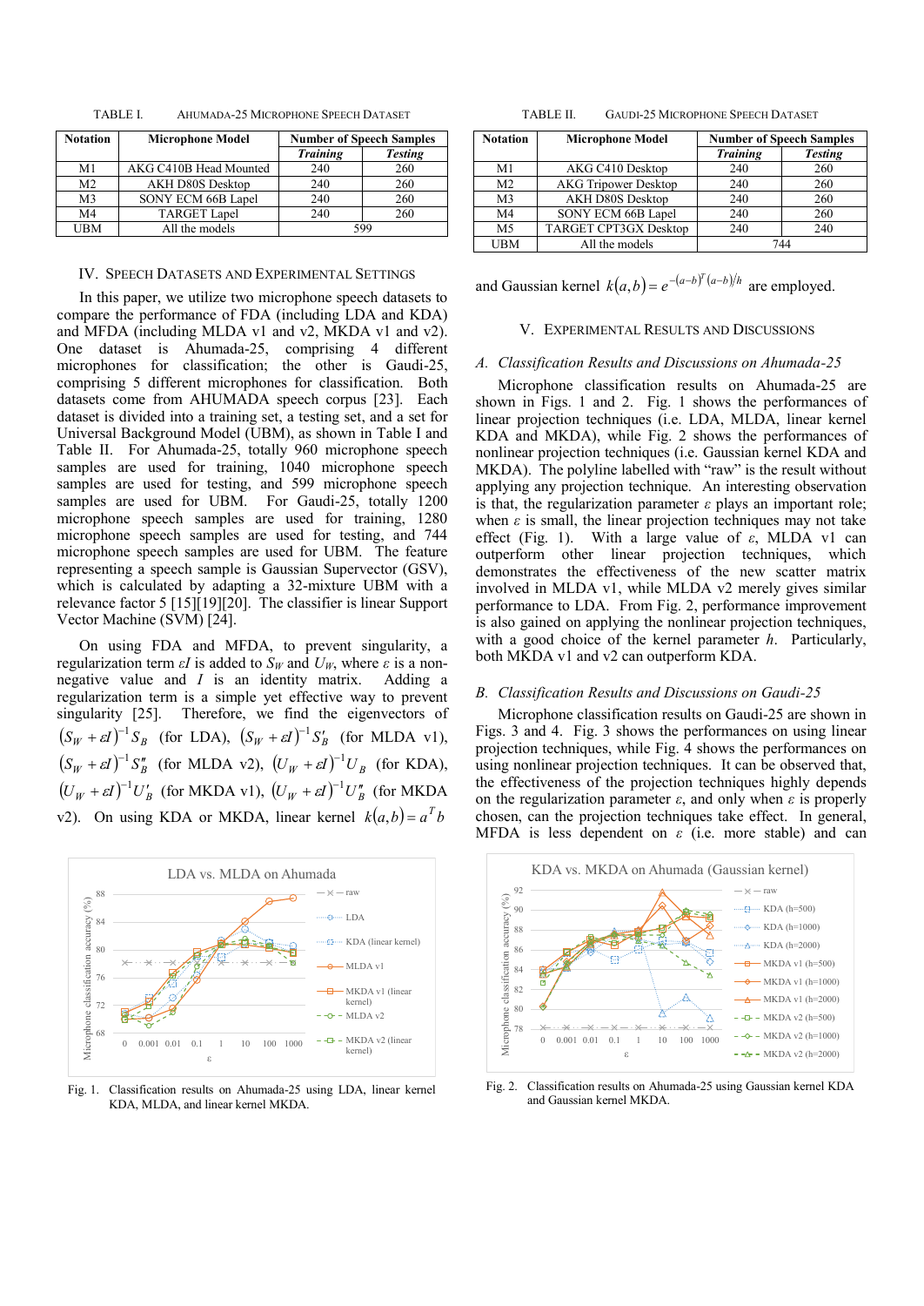TABLE I. AHUMADA-25 MICROPHONE SPEECH DATASET

| Notation | Microphone Model | Number of Speech Samples | |
|---|---|---|---|
| | | *Training* | *Testing* |
| M1 | AKG C410B Head Mounted | 240 | 260 |
| M2 | AKH D80S Desktop | 240 | 260 |
| M3 | SONY ECM 66B Lapel | 240 | 260 |
| M4 | TARGET Lapel | 240 | 260 |
| UBM | All the models | 599 | |

TABLE II. GAUDI-25 MICROPHONE SPEECH DATASET

| Notation | Microphone Model | Number of Speech Samples | |
|---|---|---|---|
| | | *Training* | *Testing* |
| M1 | AKG C410 Desktop | 240 | 260 |
| M2 | AKG Tripower Desktop | 240 | 260 |
| M3 | AKH D80S Desktop | 240 | 260 |
| M4 | SONY ECM 66B Lapel | 240 | 260 |
| M5 | TARGET CPT3GX Desktop | 240 | 240 |
| UBM | All the models | 744 | |

## IV. SPEECH DATASETS AND EXPERIMENTAL SETTINGS

In this paper, we utilize two microphone speech datasets to compare the performance of FDA (including LDA and KDA) and MFDA (including MLDA v1 and v2, MKDA v1 and v2). One dataset is Ahumada-25, comprising 4 different microphones for classification; the other is Gaudi-25, comprising 5 different microphones for classification. Both datasets come from AHUMADA speech corpus [23]. Each dataset is divided into a training set, a testing set, and a set for Universal Background Model (UBM), as shown in Table I and Table II. For Ahumada-25, totally 960 microphone speech samples are used for training, 1040 microphone speech samples are used for testing, and 599 microphone speech samples are used for UBM. For Gaudi-25, totally 1200 microphone speech samples are used for training, 1280 microphone speech samples are used for testing, and 744 microphone speech samples are used for UBM. The feature representing a speech sample is Gaussian Supervector (GSV), which is calculated by adapting a 32-mixture UBM with a relevance factor 5 [15][19][20]. The classifier is linear Support Vector Machine (SVM) [24].

On using FDA and MFDA, to prevent singularity, a regularization term $\varepsilon I$ is added to $S_W$ and $U_W$, where $\varepsilon$ is a non-negative value and $I$ is an identity matrix. Adding a regularization term is a simple yet effective way to prevent singularity [25]. Therefore, we find the eigenvectors of $(S_W+\varepsilon I)^{-1}S_B$ (for LDA), $(S_W+\varepsilon I)^{-1}S'_B$ (for MLDA v1), $(S_W+\varepsilon I)^{-1}S''_B$ (for MLDA v2), $(U_W+\varepsilon I)^{-1}U_B$ (for KDA), $(U_W+\varepsilon I)^{-1}U'_B$ (for MKDA v1), $(U_W+\varepsilon I)^{-1}U''_B$ (for MKDA v2). On using KDA or MKDA, linear kernel $k(a,b)=a^T b$ and Gaussian kernel $k(a,b)=e^{-(a-b)^T(a-b)/h}$ are employed.

## V. EXPERIMENTAL RESULTS AND DISCUSSIONS

### *A. Classification Results and Discussions on Ahumada-25*

Microphone classification results on Ahumada-25 are shown in Figs. 1 and 2. Fig. 1 shows the performances of linear projection techniques (i.e. LDA, MLDA, linear kernel KDA and MKDA), while Fig. 2 shows the performances of nonlinear projection techniques (i.e. Gaussian kernel KDA and MKDA). The polyline labelled with "raw" is the result without applying any projection technique. An interesting observation is that, the regularization parameter $\varepsilon$ plays an important role; when $\varepsilon$ is small, the linear projection techniques may not take effect (Fig. 1). With a large value of $\varepsilon$, MLDA v1 can outperform other linear projection techniques, which demonstrates the effectiveness of the new scatter matrix involved in MLDA v1, while MLDA v2 merely gives similar performance to LDA. From Fig. 2, performance improvement is also gained on applying the nonlinear projection techniques, with a good choice of the kernel parameter $h$. Particularly, both MKDA v1 and v2 can outperform KDA.

### *B. Classification Results and Discussions on Gaudi-25*

Microphone classification results on Gaudi-25 are shown in Figs. 3 and 4. Fig. 3 shows the performances on using linear projection techniques, while Fig. 4 shows the performances on using nonlinear projection techniques. It can be observed that, the effectiveness of the projection techniques highly depends on the regularization parameter $\varepsilon$, and only when $\varepsilon$ is properly chosen, can the projection techniques take effect. In general, MFDA is less dependent on $\varepsilon$ (i.e. more stable) and can

Fig. 1. Classification results on Ahumada-25 using LDA, linear kernel KDA, MLDA, and linear kernel MKDA.

Fig. 2. Classification results on Ahumada-25 using Gaussian kernel KDA and Gaussian kernel MKDA.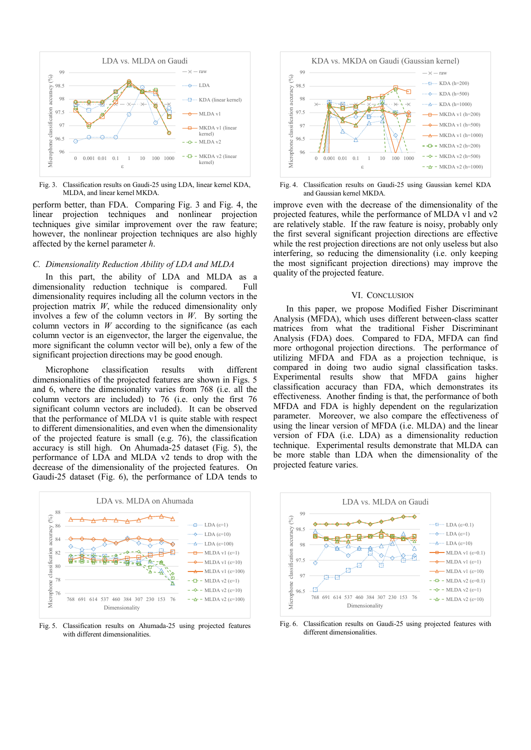Fig. 3. Classification results on Gaudi-25 using LDA, linear kernel KDA, MLDA, and linear kernel MKDA.

Fig. 4. Classification results on Gaudi-25 using Gaussian kernel KDA and Gaussian kernel MKDA.

perform better, than FDA. Comparing Fig. 3 and Fig. 4, the linear projection techniques and nonlinear projection techniques give similar improvement over the raw feature; however, the nonlinear projection techniques are also highly affected by the kernel parameter $h$.

### C. Dimensionality Reduction Ability of LDA and MLDA

In this part, the ability of LDA and MLDA as a dimensionality reduction technique is compared. Full dimensionality requires including all the column vectors in the projection matrix $W$, while the reduced dimensionality only involves a few of the column vectors in $W$. By sorting the column vectors in $W$ according to the significance (as each column vector is an eigenvector, the larger the eigenvalue, the more significant the column vector will be), only a few of the significant projection directions may be good enough.

Microphone classification results with different dimensionalities of the projected features are shown in Figs. 5 and 6, where the dimensionality varies from 768 (i.e. all the column vectors are included) to 76 (i.e. only the first 76 significant column vectors are included). It can be observed that the performance of MLDA v1 is quite stable with respect to different dimensionalities, and even when the dimensionality of the projected feature is small (e.g. 76), the classification accuracy is still high. On Ahumada-25 dataset (Fig. 5), the performance of LDA and MLDA v2 tends to drop with the decrease of the dimensionality of the projected features. On Gaudi-25 dataset (Fig. 6), the performance of LDA tends to improve even with the decrease of the dimensionality of the projected features, while the performance of MLDA v1 and v2 are relatively stable. If the raw feature is noisy, probably only the first several significant projection directions are effective while the rest projection directions are not only useless but also interfering, so reducing the dimensionality (i.e. only keeping the most significant projection directions) may improve the quality of the projected feature.

## VI. Conclusion

In this paper, we propose Modified Fisher Discriminant Analysis (MFDA), which uses different between-class scatter matrices from what the traditional Fisher Discriminant Analysis (FDA) does. Compared to FDA, MFDA can find more orthogonal projection directions. The performance of utilizing MFDA and FDA as a projection technique, is compared in doing two audio signal classification tasks. Experimental results show that MFDA gains higher classification accuracy than FDA, which demonstrates its effectiveness. Another finding is that, the performance of both MFDA and FDA is highly dependent on the regularization parameter. Moreover, we also compare the effectiveness of using the linear version of MFDA (i.e. MLDA) and the linear version of FDA (i.e. LDA) as a dimensionality reduction technique. Experimental results demonstrate that MLDA can be more stable than LDA when the dimensionality of the projected feature varies.

Fig. 5. Classification results on Ahumada-25 using projected features with different dimensionalities.

Fig. 6. Classification results on Gaudi-25 using projected features with different dimensionalities.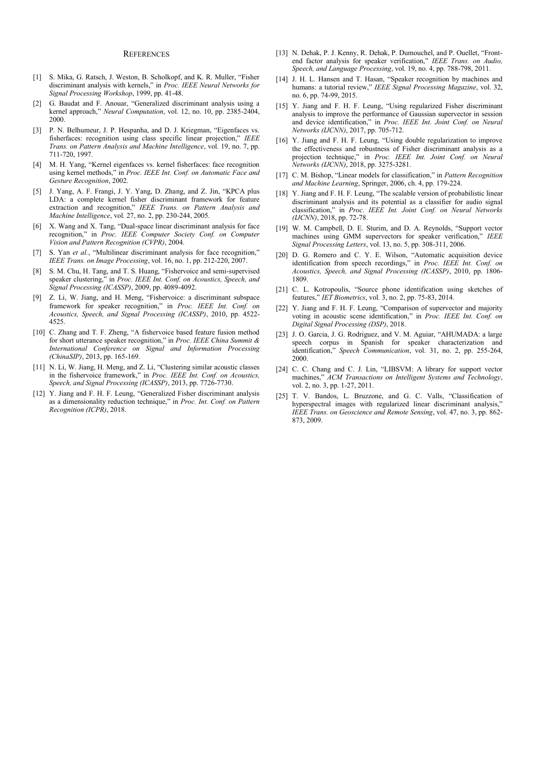## REFERENCES

[1] S. Mika, G. Ratsch, J. Weston, B. Scholkopf, and K. R. Muller, "Fisher discriminant analysis with kernels," in *Proc. IEEE Neural Networks for Signal Processing Workshop*, 1999, pp. 41-48.

[2] G. Baudat and F. Anouar, "Generalized discriminant analysis using a kernel approach," *Neural Computation*, vol. 12, no. 10, pp. 2385-2404, 2000.

[3] P. N. Belhumeur, J. P. Hespanha, and D. J. Kriegman, "Eigenfaces vs. fisherfaces: recognition using class specific linear projection," *IEEE Trans. on Pattern Analysis and Machine Intelligence*, vol. 19, no. 7, pp. 711-720, 1997.

[4] M. H. Yang, "Kernel eigenfaces vs. kernel fisherfaces: face recognition using kernel methods," in *Proc. IEEE Int. Conf. on Automatic Face and Gesture Recognition*, 2002.

[5] J. Yang, A. F. Frangi, J. Y. Yang, D. Zhang, and Z. Jin, "KPCA plus LDA: a complete kernel fisher discriminant framework for feature extraction and recognition," *IEEE Trans. on Pattern Analysis and Machine Intelligence*, vol. 27, no. 2, pp. 230-244, 2005.

[6] X. Wang and X. Tang, "Dual-space linear discriminant analysis for face recognition," in *Proc. IEEE Computer Society Conf. on Computer Vision and Pattern Recognition (CVPR)*, 2004.

[7] S. Yan *et al.*, "Multilinear discriminant analysis for face recognition," *IEEE Trans. on Image Processing*, vol. 16, no. 1, pp. 212-220, 2007.

[8] S. M. Chu, H. Tang, and T. S. Huang, "Fishervoice and semi-supervised speaker clustering," in *Proc. IEEE Int. Conf. on Acoustics, Speech, and Signal Processing (ICASSP)*, 2009, pp. 4089-4092.

[9] Z. Li, W. Jiang, and H. Meng, "Fishervoice: a discriminant subspace framework for speaker recognition," in *Proc. IEEE Int. Conf. on Acoustics, Speech, and Signal Processing (ICASSP)*, 2010, pp. 4522-4525.

[10] C. Zhang and T. F. Zheng, "A fishervoice based feature fusion method for short utterance speaker recognition," in *Proc. IEEE China Summit & International Conference on Signal and Information Processing (ChinaSIP)*, 2013, pp. 165-169.

[11] N. Li, W. Jiang, H. Meng, and Z. Li, "Clustering similar acoustic classes in the fishervoice framework," in *Proc. IEEE Int. Conf. on Acoustics, Speech, and Signal Processing (ICASSP)*, 2013, pp. 7726-7730.

[12] Y. Jiang and F. H. F. Leung, "Generalized Fisher discriminant analysis as a dimensionality reduction technique," in *Proc. Int. Conf. on Pattern Recognition (ICPR)*, 2018.

[13] N. Dehak, P. J. Kenny, R. Dehak, P. Dumouchel, and P. Ouellet, "Front-end factor analysis for speaker verification," *IEEE Trans. on Audio, Speech, and Language Processing*, vol. 19, no. 4, pp. 788-798, 2011.

[14] J. H. L. Hansen and T. Hasan, "Speaker recognition by machines and humans: a tutorial review," *IEEE Signal Processing Magazine*, vol. 32, no. 6, pp. 74-99, 2015.

[15] Y. Jiang and F. H. F. Leung, "Using regularized Fisher discriminant analysis to improve the performance of Gaussian supervector in session and device identification," in *Proc. IEEE Int. Joint Conf. on Neural Networks (IJCNN)*, 2017, pp. 705-712.

[16] Y. Jiang and F. H. F. Leung, "Using double regularization to improve the effectiveness and robustness of Fisher discriminant analysis as a projection technique," in *Proc. IEEE Int. Joint Conf. on Neural Networks (IJCNN)*, 2018, pp. 3275-3281.

[17] C. M. Bishop, "Linear models for classification," in *Pattern Recognition and Machine Learning*, Springer, 2006, ch. 4, pp. 179-224.

[18] Y. Jiang and F. H. F. Leung, "The scalable version of probabilistic linear discriminant analysis and its potential as a classifier for audio signal classification," in *Proc. IEEE Int. Joint Conf. on Neural Networks (IJCNN)*, 2018, pp. 72-78.

[19] W. M. Campbell, D. E. Sturim, and D. A. Reynolds, "Support vector machines using GMM supervectors for speaker verification," *IEEE Signal Processing Letters*, vol. 13, no. 5, pp. 308-311, 2006.

[20] D. G. Romero and C. Y. E. Wilson, "Automatic acquisition device identification from speech recordings," in *Proc. IEEE Int. Conf. on Acoustics, Speech, and Signal Processing (ICASSP)*, 2010, pp. 1806-1809.

[21] C. L. Kotropoulis, "Source phone identification using sketches of features," *IET Biometrics*, vol. 3, no. 2, pp. 75-83, 2014.

[22] Y. Jiang and F. H. F. Leung, "Comparison of supervector and majority voting in acoustic scene identification," in *Proc. IEEE Int. Conf. on Digital Signal Processing (DSP)*, 2018.

[23] J. O. Garcia, J. G. Rodriguez, and V. M. Aguiar, "AHUMADA: a large speech corpus in Spanish for speaker characterization and identification," *Speech Communication*, vol. 31, no. 2, pp. 255-264, 2000.

[24] C. C. Chang and C. J. Lin, "LIBSVM: A library for support vector machines," *ACM Transactions on Intelligent Systems and Technology*, vol. 2, no. 3, pp. 1-27, 2011.

[25] T. V. Bandos, L. Bruzzone, and G. C. Valls, "Classification of hyperspectral images with regularized linear discriminant analysis," *IEEE Trans. on Geoscience and Remote Sensing*, vol. 47, no. 3, pp. 862-873, 2009.